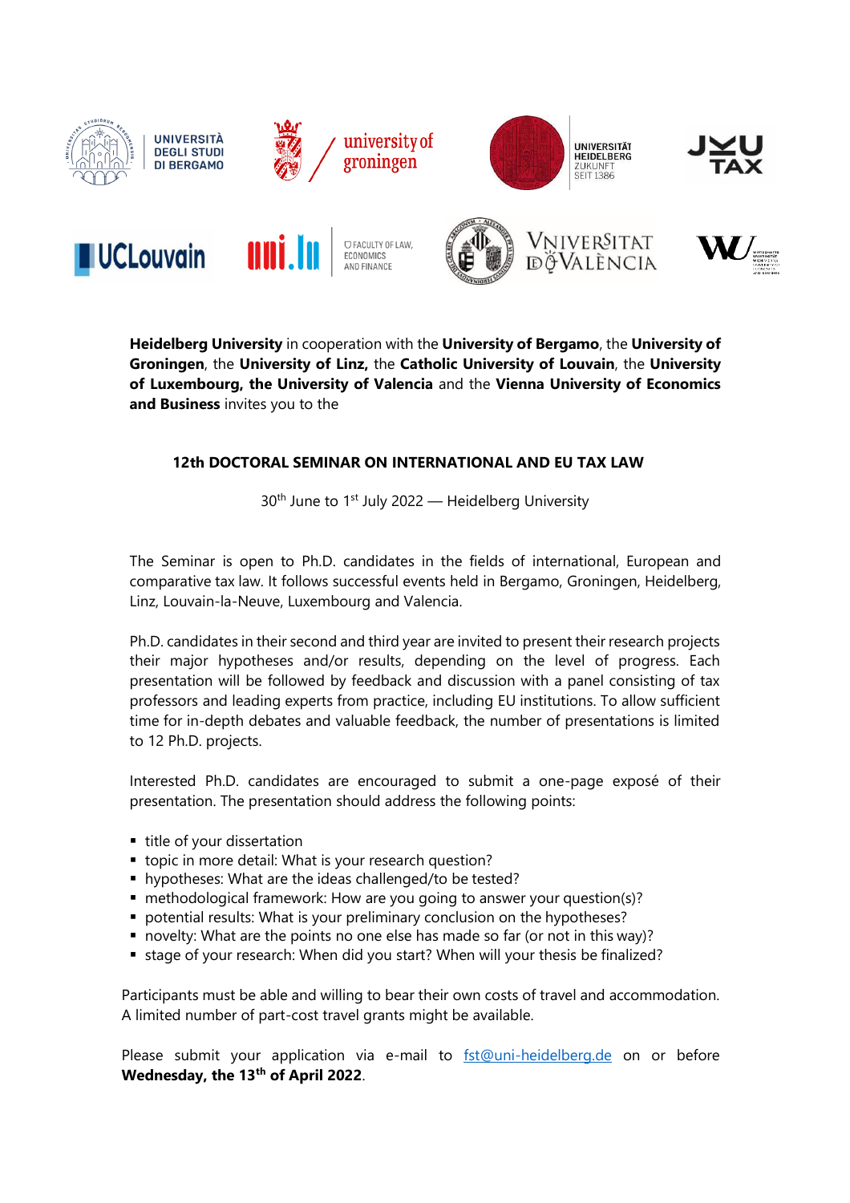**Heidelberg University** in cooperation with the **University of Bergamo**, the **University of Groningen**, the **University of Linz,** the **Catholic University of Louvain**, the **University of Luxembourg, the University of Valencia** and the **Vienna University of Economics and Business** invites you to the

## 12th DOCTORAL SEMINAR ON INTERNATIONAL AND EU TAX LAW

30th June to 1st July 2022 — Heidelberg University

The Seminar is open to Ph.D. candidates in the fields of international, European and comparative tax law. It follows successful events held in Bergamo, Groningen, Heidelberg, Linz, Louvain-la-Neuve, Luxembourg and Valencia.

Ph.D. candidates in their second and third year are invited to present their research projects their major hypotheses and/or results, depending on the level of progress. Each presentation will be followed by feedback and discussion with a panel consisting of tax professors and leading experts from practice, including EU institutions. To allow sufficient time for in-depth debates and valuable feedback, the number of presentations is limited to 12 Ph.D. projects.

Interested Ph.D. candidates are encouraged to submit a one-page exposé of their presentation. The presentation should address the following points:

- title of your dissertation
- topic in more detail: What is your research question?
- hypotheses: What are the ideas challenged/to be tested?
- methodological framework: How are you going to answer your question(s)?
- potential results: What is your preliminary conclusion on the hypotheses?
- novelty: What are the points no one else has made so far (or not in this way)?
- stage of your research: When did you start? When will your thesis be finalized?

Participants must be able and willing to bear their own costs of travel and accommodation. A limited number of part-cost travel grants might be available.

Please submit your application via e-mail to fst@uni-heidelberg.de on or before **Wednesday, the 13th of April 2022**.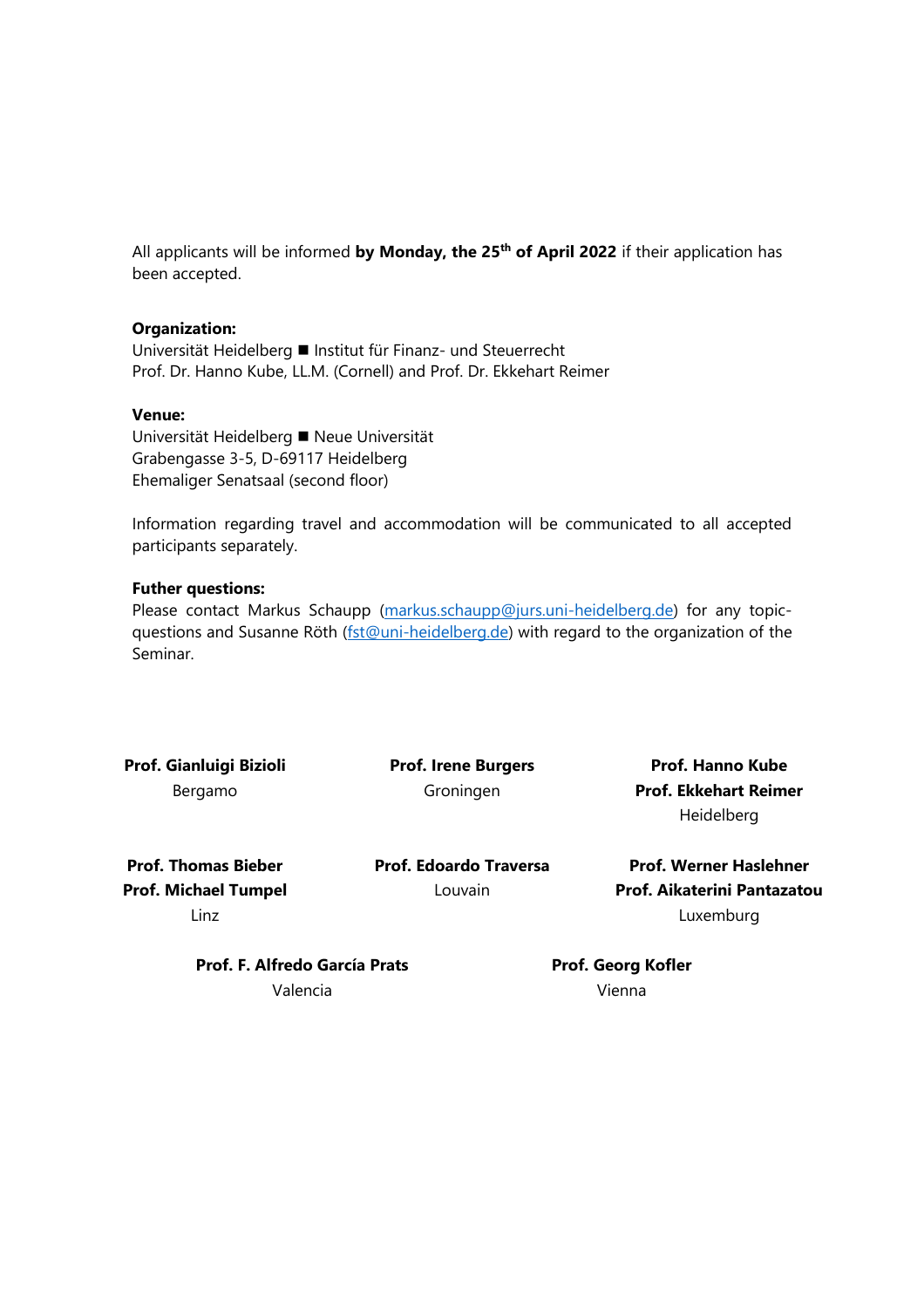All applicants will be informed **by Monday, the 25th of April 2022** if their application has been accepted.

**Organization:**
Universität Heidelberg ■ Institut für Finanz- und Steuerrecht
Prof. Dr. Hanno Kube, LL.M. (Cornell) and Prof. Dr. Ekkehart Reimer

**Venue:**
Universität Heidelberg ■ Neue Universität
Grabengasse 3-5, D-69117 Heidelberg
Ehemaliger Senatsaal (second floor)

Information regarding travel and accommodation will be communicated to all accepted participants separately.

**Futher questions:**
Please contact Markus Schaupp (markus.schaupp@jurs.uni-heidelberg.de) for any topic-questions and Susanne Röth (fst@uni-heidelberg.de) with regard to the organization of the Seminar.

**Prof. Gianluigi Bizioli**
Bergamo

**Prof. Irene Burgers**
Groningen

**Prof. Hanno Kube**
**Prof. Ekkehart Reimer**
Heidelberg

**Prof. Thomas Bieber**
**Prof. Michael Tumpel**
Linz

**Prof. Edoardo Traversa**
Louvain

**Prof. Werner Haslehner**
**Prof. Aikaterini Pantazatou**
Luxemburg

**Prof. F. Alfredo García Prats**
Valencia

**Prof. Georg Kofler**
Vienna